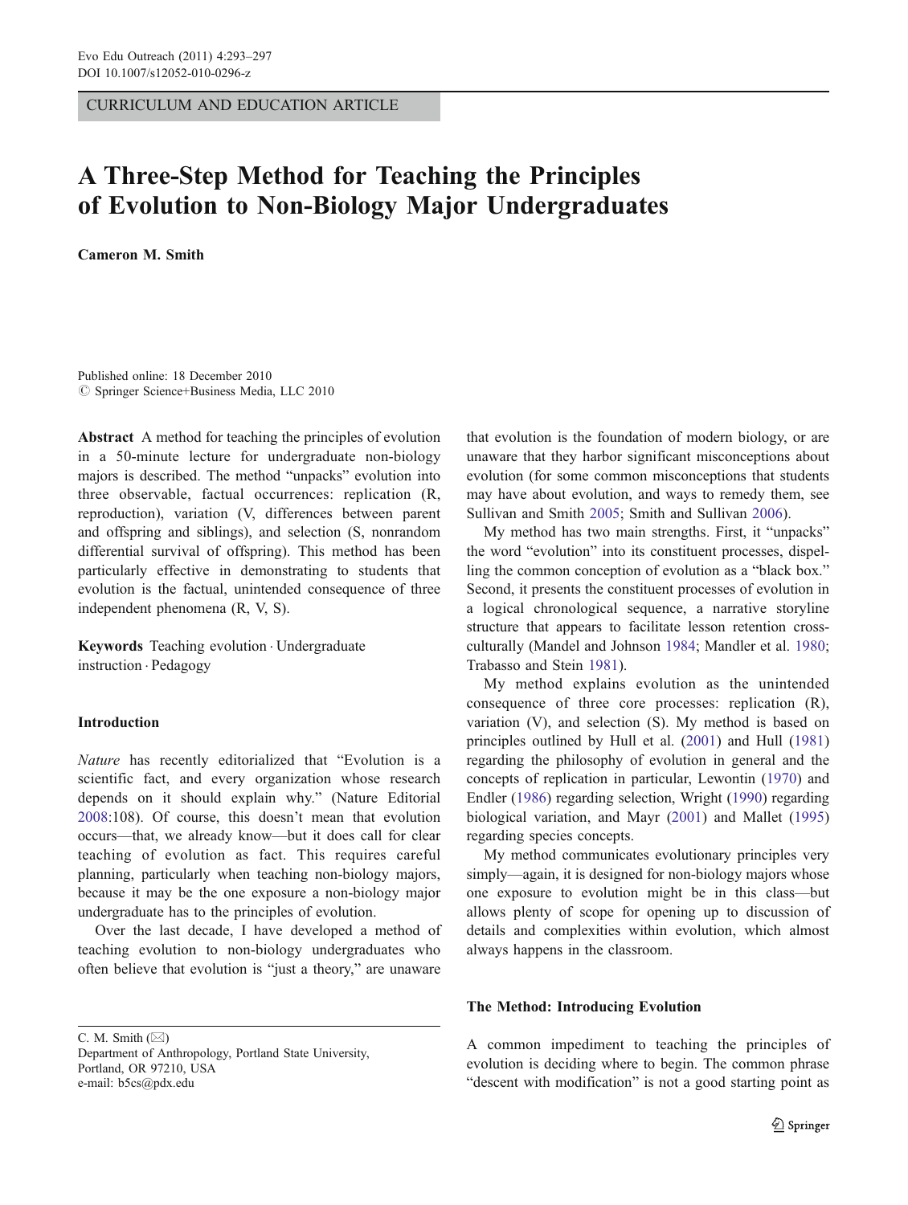CURRICULUM AND EDUCATION ARTICLE

# A Three-Step Method for Teaching the Principles of Evolution to Non-Biology Major Undergraduates

**Cameron M. Smith**

Published online: 18 December 2010
© Springer Science+Business Media, LLC 2010

**Abstract** A method for teaching the principles of evolution in a 50-minute lecture for undergraduate non-biology majors is described. The method "unpacks" evolution into three observable, factual occurrences: replication (R, reproduction), variation (V, differences between parent and offspring and siblings), and selection (S, nonrandom differential survival of offspring). This method has been particularly effective in demonstrating to students that evolution is the factual, unintended consequence of three independent phenomena (R, V, S).

**Keywords** Teaching evolution · Undergraduate instruction · Pedagogy

## Introduction

*Nature* has recently editorialized that "Evolution is a scientific fact, and every organization whose research depends on it should explain why." (Nature Editorial 2008:108). Of course, this doesn't mean that evolution occurs—that, we already know—but it does call for clear teaching of evolution as fact. This requires careful planning, particularly when teaching non-biology majors, because it may be the one exposure a non-biology major undergraduate has to the principles of evolution.

Over the last decade, I have developed a method of teaching evolution to non-biology undergraduates who often believe that evolution is "just a theory," are unaware that evolution is the foundation of modern biology, or are unaware that they harbor significant misconceptions about evolution (for some common misconceptions that students may have about evolution, and ways to remedy them, see Sullivan and Smith 2005; Smith and Sullivan 2006).

My method has two main strengths. First, it "unpacks" the word "evolution" into its constituent processes, dispelling the common conception of evolution as a "black box." Second, it presents the constituent processes of evolution in a logical chronological sequence, a narrative storyline structure that appears to facilitate lesson retention cross-culturally (Mandel and Johnson 1984; Mandler et al. 1980; Trabasso and Stein 1981).

My method explains evolution as the unintended consequence of three core processes: replication (R), variation (V), and selection (S). My method is based on principles outlined by Hull et al. (2001) and Hull (1981) regarding the philosophy of evolution in general and the concepts of replication in particular, Lewontin (1970) and Endler (1986) regarding selection, Wright (1990) regarding biological variation, and Mayr (2001) and Mallet (1995) regarding species concepts.

My method communicates evolutionary principles very simply—again, it is designed for non-biology majors whose one exposure to evolution might be in this class—but allows plenty of scope for opening up to discussion of details and complexities within evolution, which almost always happens in the classroom.

### The Method: Introducing Evolution

A common impediment to teaching the principles of evolution is deciding where to begin. The common phrase "descent with modification" is not a good starting point as

C. M. Smith (✉)
Department of Anthropology, Portland State University,
Portland, OR 97210, USA
e-mail: b5cs@pdx.edu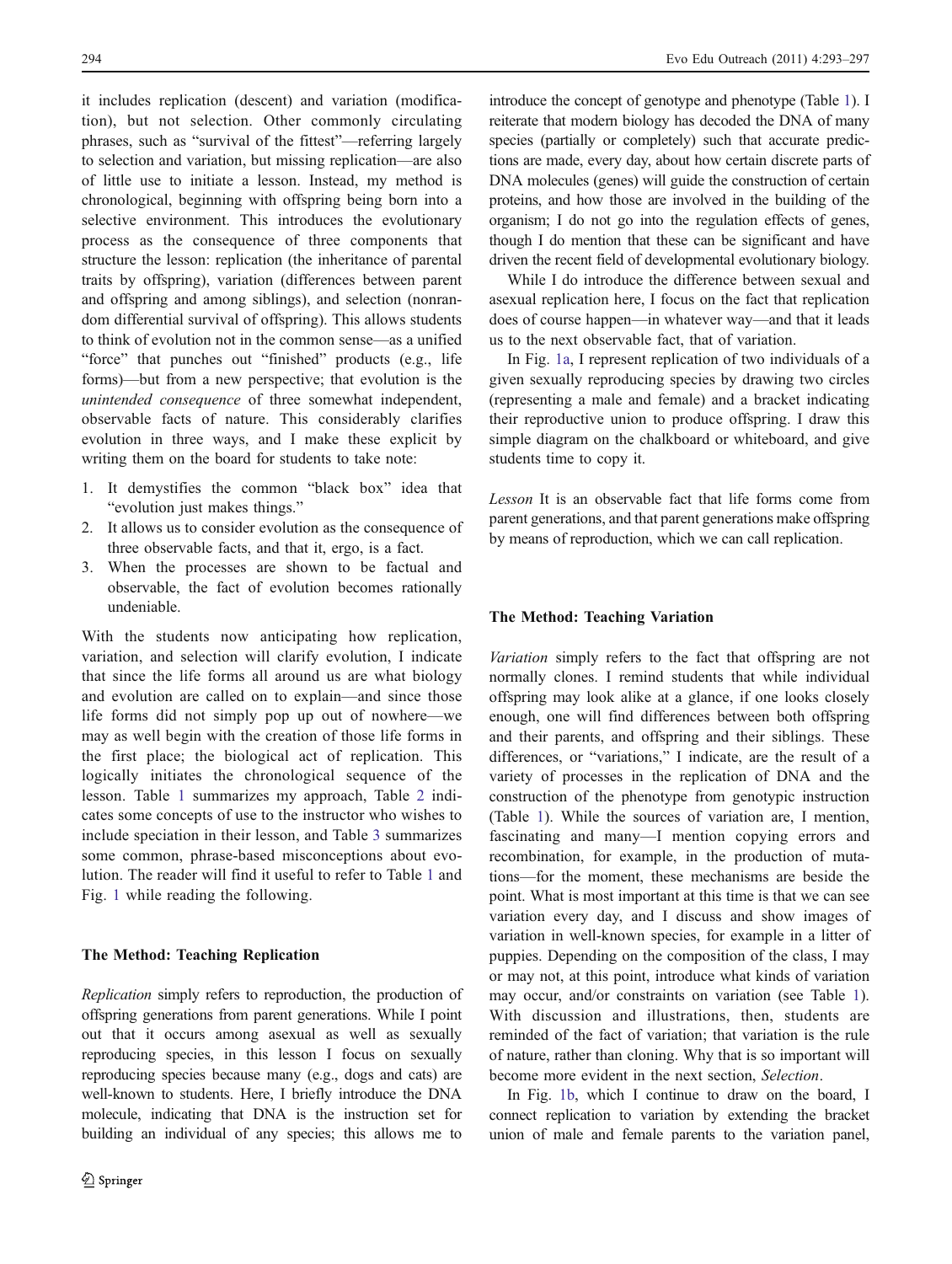it includes replication (descent) and variation (modification), but not selection. Other commonly circulating phrases, such as "survival of the fittest"—referring largely to selection and variation, but missing replication—are also of little use to initiate a lesson. Instead, my method is chronological, beginning with offspring being born into a selective environment. This introduces the evolutionary process as the consequence of three components that structure the lesson: replication (the inheritance of parental traits by offspring), variation (differences between parent and offspring and among siblings), and selection (nonrandom differential survival of offspring). This allows students to think of evolution not in the common sense—as a unified "force" that punches out "finished" products (e.g., life forms)—but from a new perspective; that evolution is the *unintended consequence* of three somewhat independent, observable facts of nature. This considerably clarifies evolution in three ways, and I make these explicit by writing them on the board for students to take note:

1. It demystifies the common "black box" idea that "evolution just makes things."
2. It allows us to consider evolution as the consequence of three observable facts, and that it, ergo, is a fact.
3. When the processes are shown to be factual and observable, the fact of evolution becomes rationally undeniable.

With the students now anticipating how replication, variation, and selection will clarify evolution, I indicate that since the life forms all around us are what biology and evolution are called on to explain—and since those life forms did not simply pop up out of nowhere—we may as well begin with the creation of those life forms in the first place; the biological act of replication. This logically initiates the chronological sequence of the lesson. Table 1 summarizes my approach, Table 2 indicates some concepts of use to the instructor who wishes to include speciation in their lesson, and Table 3 summarizes some common, phrase-based misconceptions about evolution. The reader will find it useful to refer to Table 1 and Fig. 1 while reading the following.

### The Method: Teaching Replication

*Replication* simply refers to reproduction, the production of offspring generations from parent generations. While I point out that it occurs among asexual as well as sexually reproducing species, in this lesson I focus on sexually reproducing species because many (e.g., dogs and cats) are well-known to students. Here, I briefly introduce the DNA molecule, indicating that DNA is the instruction set for building an individual of any species; this allows me to introduce the concept of genotype and phenotype (Table 1). I reiterate that modern biology has decoded the DNA of many species (partially or completely) such that accurate predictions are made, every day, about how certain discrete parts of DNA molecules (genes) will guide the construction of certain proteins, and how those are involved in the building of the organism; I do not go into the regulation effects of genes, though I do mention that these can be significant and have driven the recent field of developmental evolutionary biology.

While I do introduce the difference between sexual and asexual replication here, I focus on the fact that replication does of course happen—in whatever way—and that it leads us to the next observable fact, that of variation.

In Fig. 1a, I represent replication of two individuals of a given sexually reproducing species by drawing two circles (representing a male and female) and a bracket indicating their reproductive union to produce offspring. I draw this simple diagram on the chalkboard or whiteboard, and give students time to copy it.

*Lesson* It is an observable fact that life forms come from parent generations, and that parent generations make offspring by means of reproduction, which we can call replication.

### The Method: Teaching Variation

*Variation* simply refers to the fact that offspring are not normally clones. I remind students that while individual offspring may look alike at a glance, if one looks closely enough, one will find differences between both offspring and their parents, and offspring and their siblings. These differences, or "variations," I indicate, are the result of a variety of processes in the replication of DNA and the construction of the phenotype from genotypic instruction (Table 1). While the sources of variation are, I mention, fascinating and many—I mention copying errors and recombination, for example, in the production of mutations—for the moment, these mechanisms are beside the point. What is most important at this time is that we can see variation every day, and I discuss and show images of variation in well-known species, for example in a litter of puppies. Depending on the composition of the class, I may or may not, at this point, introduce what kinds of variation may occur, and/or constraints on variation (see Table 1). With discussion and illustrations, then, students are reminded of the fact of variation; that variation is the rule of nature, rather than cloning. Why that is so important will become more evident in the next section, *Selection*.

In Fig. 1b, which I continue to draw on the board, I connect replication to variation by extending the bracket union of male and female parents to the variation panel,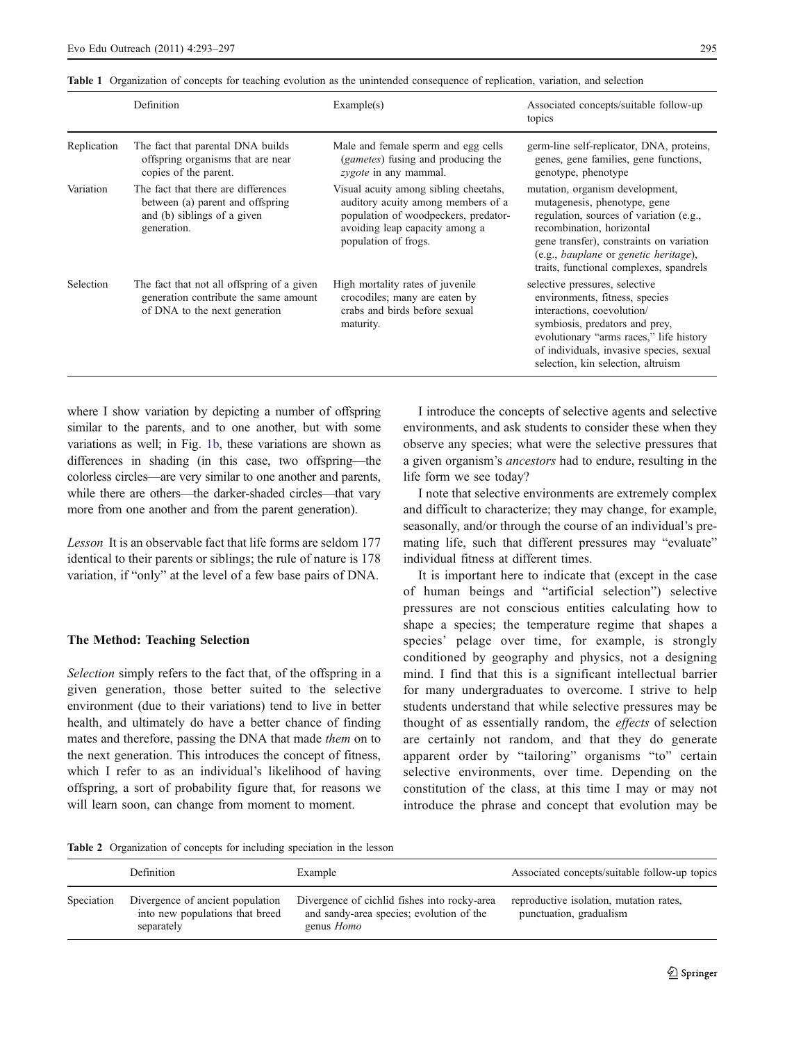Table 1 Organization of concepts for teaching evolution as the unintended consequence of replication, variation, and selection

| | Definition | Example(s) | Associated concepts/suitable follow-up topics |
|---|---|---|---|
| Replication | The fact that parental DNA builds offspring organisms that are near copies of the parent. | Male and female sperm and egg cells (*gametes*) fusing and producing the *zygote* in any mammal. | germ-line self-replicator, DNA, proteins, genes, gene families, gene functions, genotype, phenotype |
| Variation | The fact that there are differences between (a) parent and offspring and (b) siblings of a given generation. | Visual acuity among sibling cheetahs, auditory acuity among members of a population of woodpeckers, predator-avoiding leap capacity among a population of frogs. | mutation, organism development, mutagenesis, phenotype, gene regulation, sources of variation (e.g., recombination, horizontal gene transfer), constraints on variation (e.g., *bauplane* or *genetic heritage*), traits, functional complexes, spandrels |
| Selection | The fact that not all offspring of a given generation contribute the same amount of DNA to the next generation | High mortality rates of juvenile crocodiles; many are eaten by crabs and birds before sexual maturity. | selective pressures, selective environments, fitness, species interactions, coevolution/symbiosis, predators and prey, evolutionary "arms races," life history of individuals, invasive species, sexual selection, kin selection, altruism |

where I show variation by depicting a number of offspring similar to the parents, and to one another, but with some variations as well; in Fig. 1b, these variations are shown as differences in shading (in this case, two offspring—the colorless circles—are very similar to one another and parents, while there are others—the darker-shaded circles—that vary more from one another and from the parent generation).

*Lesson* It is an observable fact that life forms are seldom identical to their parents or siblings; the rule of nature is variation, if "only" at the level of a few base pairs of DNA.

## The Method: Teaching Selection

*Selection* simply refers to the fact that, of the offspring in a given generation, those better suited to the selective environment (due to their variations) tend to live in better health, and ultimately do have a better chance of finding mates and therefore, passing the DNA that made *them* on to the next generation. This introduces the concept of fitness, which I refer to as an individual's likelihood of having offspring, a sort of probability figure that, for reasons we will learn soon, can change from moment to moment.

I introduce the concepts of selective agents and selective environments, and ask students to consider these when they observe any species; what were the selective pressures that a given organism's *ancestors* had to endure, resulting in the life form we see today?

I note that selective environments are extremely complex and difficult to characterize; they may change, for example, seasonally, and/or through the course of an individual's pre-mating life, such that different pressures may "evaluate" individual fitness at different times.

It is important here to indicate that (except in the case of human beings and "artificial selection") selective pressures are not conscious entities calculating how to shape a species; the temperature regime that shapes a species' pelage over time, for example, is strongly conditioned by geography and physics, not a designing mind. I find that this is a significant intellectual barrier for many undergraduates to overcome. I strive to help students understand that while selective pressures may be thought of as essentially random, the *effects* of selection are certainly not random, and that they do generate apparent order by "tailoring" organisms "to" certain selective environments, over time. Depending on the constitution of the class, at this time I may or may not introduce the phrase and concept that evolution may be

Table 2 Organization of concepts for including speciation in the lesson

| | Definition | Example | Associated concepts/suitable follow-up topics |
|---|---|---|---|
| Speciation | Divergence of ancient population into new populations that breed separately | Divergence of cichlid fishes into rocky-area and sandy-area species; evolution of the genus *Homo* | reproductive isolation, mutation rates, punctuation, gradualism |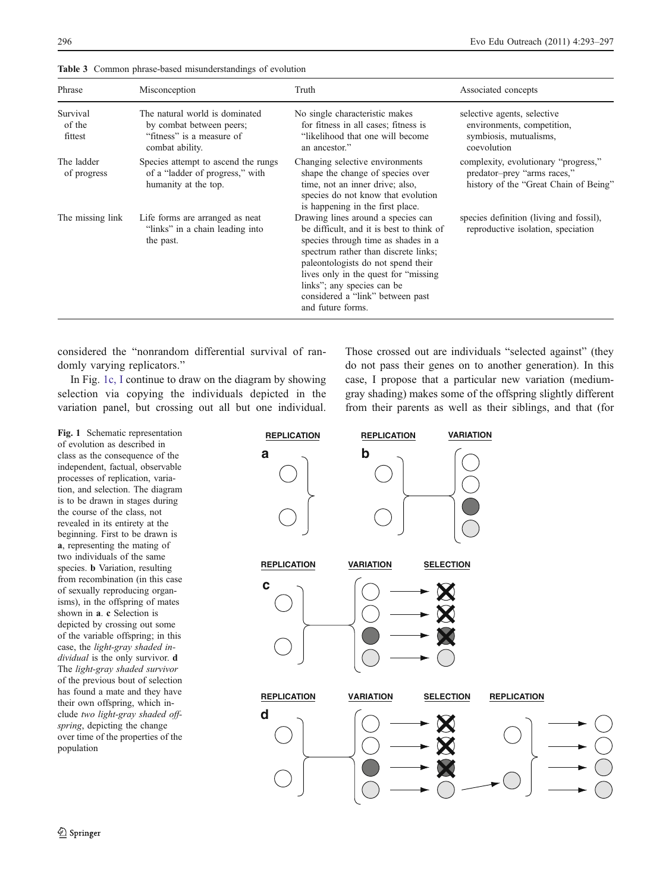**Table 3** Common phrase-based misunderstandings of evolution

| Phrase | Misconception | Truth | Associated concepts |
|---|---|---|---|
| Survival of the fittest | The natural world is dominated by combat between peers; "fitness" is a measure of combat ability. | No single characteristic makes for fitness in all cases; fitness is "likelihood that one will become an ancestor." | selective agents, selective environments, competition, symbiosis, mutualisms, coevolution |
| The ladder of progress | Species attempt to ascend the rungs of a "ladder of progress," with humanity at the top. | Changing selective environments shape the change of species over time, not an inner drive; also, species do not know that evolution is happening in the first place. | complexity, evolutionary "progress," predator–prey "arms races," history of the "Great Chain of Being" |
| The missing link | Life forms are arranged as neat "links" in a chain leading into the past. | Drawing lines around a species can be difficult, and it is best to think of species through time as shades in a spectrum rather than discrete links; paleontologists do not spend their lives only in the quest for "missing links"; any species can be considered a "link" between past and future forms. | species definition (living and fossil), reproductive isolation, speciation |

considered the "nonrandom differential survival of randomly varying replicators."

In Fig. 1c, I continue to draw on the diagram by showing selection via copying the individuals depicted in the variation panel, but crossing out all but one individual. Those crossed out are individuals "selected against" (they do not pass their genes on to another generation). In this case, I propose that a particular new variation (medium-gray shading) makes some of the offspring slightly different from their parents as well as their siblings, and that (for

**Fig. 1** Schematic representation of evolution as described in class as the consequence of the independent, factual, observable processes of replication, variation, and selection. The diagram is to be drawn in stages during the course of the class, not revealed in its entirety at the beginning. First to be drawn is **a**, representing the mating of two individuals of the same species. **b** Variation, resulting from recombination (in this case of sexually reproducing organisms), in the offspring of mates shown in **a**. **c** Selection is depicted by crossing out some of the variable offspring; in this case, the *light-gray shaded individual* is the only survivor. **d** The *light-gray shaded survivor* of the previous bout of selection has found a mate and they have their own offspring, which include *two light-gray shaded offspring*, depicting the change over time of the properties of the population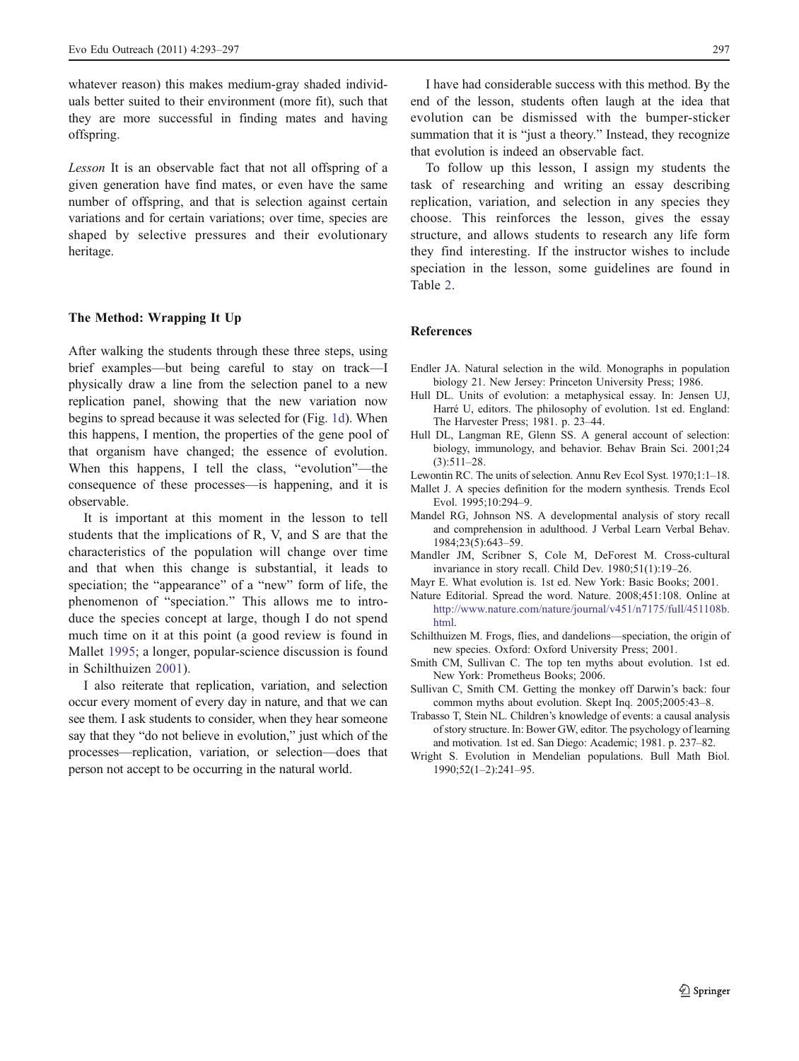whatever reason) this makes medium-gray shaded individuals better suited to their environment (more fit), such that they are more successful in finding mates and having offspring.

*Lesson* It is an observable fact that not all offspring of a given generation have find mates, or even have the same number of offspring, and that is selection against certain variations and for certain variations; over time, species are shaped by selective pressures and their evolutionary heritage.

## The Method: Wrapping It Up

After walking the students through these three steps, using brief examples—but being careful to stay on track—I physically draw a line from the selection panel to a new replication panel, showing that the new variation now begins to spread because it was selected for (Fig. 1d). When this happens, I mention, the properties of the gene pool of that organism have changed; the essence of evolution. When this happens, I tell the class, "evolution"—the consequence of these processes—is happening, and it is observable.

It is important at this moment in the lesson to tell students that the implications of R, V, and S are that the characteristics of the population will change over time and that when this change is substantial, it leads to speciation; the "appearance" of a "new" form of life, the phenomenon of "speciation." This allows me to introduce the species concept at large, though I do not spend much time on it at this point (a good review is found in Mallet 1995; a longer, popular-science discussion is found in Schilthuizen 2001).

I also reiterate that replication, variation, and selection occur every moment of every day in nature, and that we can see them. I ask students to consider, when they hear someone say that they "do not believe in evolution," just which of the processes—replication, variation, or selection—does that person not accept to be occurring in the natural world.

I have had considerable success with this method. By the end of the lesson, students often laugh at the idea that evolution can be dismissed with the bumper-sticker summation that it is "just a theory." Instead, they recognize that evolution is indeed an observable fact.

To follow up this lesson, I assign my students the task of researching and writing an essay describing replication, variation, and selection in any species they choose. This reinforces the lesson, gives the essay structure, and allows students to research any life form they find interesting. If the instructor wishes to include speciation in the lesson, some guidelines are found in Table 2.

## References

Endler JA. Natural selection in the wild. Monographs in population biology 21. New Jersey: Princeton University Press; 1986.

Hull DL. Units of evolution: a metaphysical essay. In: Jensen UJ, Harré U, editors. The philosophy of evolution. 1st ed. England: The Harvester Press; 1981. p. 23–44.

Hull DL, Langman RE, Glenn SS. A general account of selection: biology, immunology, and behavior. Behav Brain Sci. 2001;24 (3):511–28.

Lewontin RC. The units of selection. Annu Rev Ecol Syst. 1970;1:1–18.

Mallet J. A species definition for the modern synthesis. Trends Ecol Evol. 1995;10:294–9.

Mandel RG, Johnson NS. A developmental analysis of story recall and comprehension in adulthood. J Verbal Learn Verbal Behav. 1984;23(5):643–59.

Mandler JM, Scribner S, Cole M, DeForest M. Cross-cultural invariance in story recall. Child Dev. 1980;51(1):19–26.

Mayr E. What evolution is. 1st ed. New York: Basic Books; 2001.

Nature Editorial. Spread the word. Nature. 2008;451:108. Online at http://www.nature.com/nature/journal/v451/n7175/full/451108b.html.

Schilthuizen M. Frogs, flies, and dandelions—speciation, the origin of new species. Oxford: Oxford University Press; 2001.

Smith CM, Sullivan C. The top ten myths about evolution. 1st ed. New York: Prometheus Books; 2006.

Sullivan C, Smith CM. Getting the monkey off Darwin's back: four common myths about evolution. Skept Inq. 2005;2005:43–8.

Trabasso T, Stein NL. Children's knowledge of events: a causal analysis of story structure. In: Bower GW, editor. The psychology of learning and motivation. 1st ed. San Diego: Academic; 1981. p. 237–82.

Wright S. Evolution in Mendelian populations. Bull Math Biol. 1990;52(1–2):241–95.